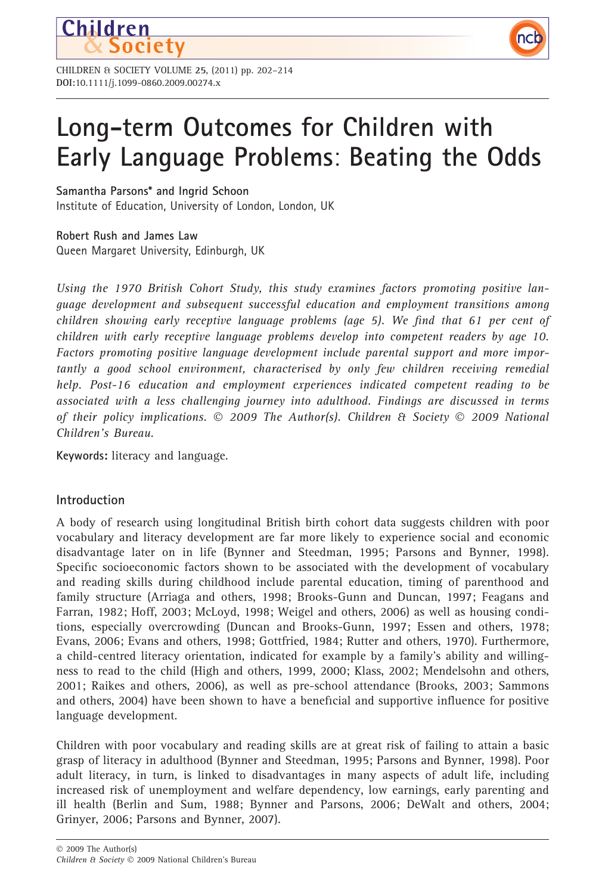# Long-term Outcomes for Children with Early Language Problems: Beating the Odds

**Samantha Parsons*** and **Ingrid Schoon**
Institute of Education, University of London, London, UK

**Robert Rush** and **James Law**
Queen Margaret University, Edinburgh, UK

*Using the 1970 British Cohort Study, this study examines factors promoting positive language development and subsequent successful education and employment transitions among children showing early receptive language problems (age 5). We find that 61 per cent of children with early receptive language problems develop into competent readers by age 10. Factors promoting positive language development include parental support and more importantly a good school environment, characterised by only few children receiving remedial help. Post-16 education and employment experiences indicated competent reading to be associated with a less challenging journey into adulthood. Findings are discussed in terms of their policy implications. © 2009 The Author(s). Children & Society © 2009 National Children's Bureau.*

**Keywords:** literacy and language.

## Introduction

A body of research using longitudinal British birth cohort data suggests children with poor vocabulary and literacy development are far more likely to experience social and economic disadvantage later on in life (Bynner and Steedman, 1995; Parsons and Bynner, 1998). Specific socioeconomic factors shown to be associated with the development of vocabulary and reading skills during childhood include parental education, timing of parenthood and family structure (Arriaga and others, 1998; Brooks-Gunn and Duncan, 1997; Feagans and Farran, 1982; Hoff, 2003; McLoyd, 1998; Weigel and others, 2006) as well as housing conditions, especially overcrowding (Duncan and Brooks-Gunn, 1997; Essen and others, 1978; Evans, 2006; Evans and others, 1998; Gottfried, 1984; Rutter and others, 1970). Furthermore, a child-centred literacy orientation, indicated for example by a family's ability and willingness to read to the child (High and others, 1999, 2000; Klass, 2002; Mendelsohn and others, 2001; Raikes and others, 2006), as well as pre-school attendance (Brooks, 2003; Sammons and others, 2004) have been shown to have a beneficial and supportive influence for positive language development.

Children with poor vocabulary and reading skills are at great risk of failing to attain a basic grasp of literacy in adulthood (Bynner and Steedman, 1995; Parsons and Bynner, 1998). Poor adult literacy, in turn, is linked to disadvantages in many aspects of adult life, including increased risk of unemployment and welfare dependency, low earnings, early parenting and ill health (Berlin and Sum, 1988; Bynner and Parsons, 2006; DeWalt and others, 2004; Grinyer, 2006; Parsons and Bynner, 2007).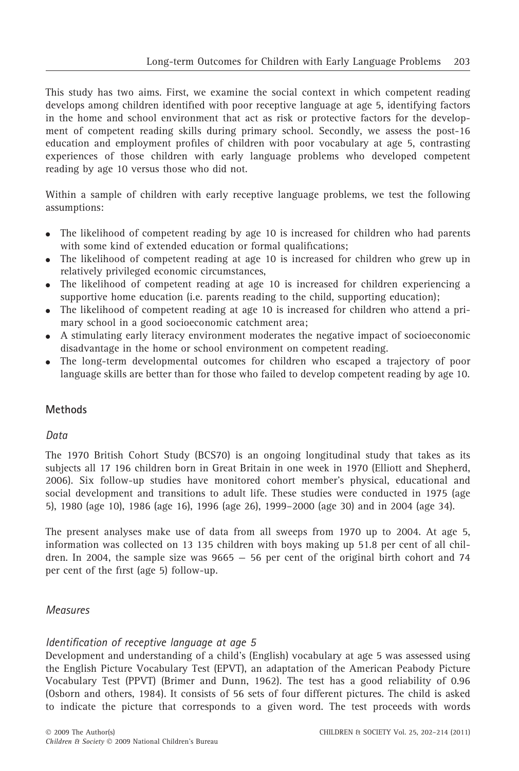This study has two aims. First, we examine the social context in which competent reading develops among children identified with poor receptive language at age 5, identifying factors in the home and school environment that act as risk or protective factors for the development of competent reading skills during primary school. Secondly, we assess the post-16 education and employment profiles of children with poor vocabulary at age 5, contrasting experiences of those children with early language problems who developed competent reading by age 10 versus those who did not.

Within a sample of children with early receptive language problems, we test the following assumptions:

- The likelihood of competent reading by age 10 is increased for children who had parents with some kind of extended education or formal qualifications;
- The likelihood of competent reading at age 10 is increased for children who grew up in relatively privileged economic circumstances,
- The likelihood of competent reading at age 10 is increased for children experiencing a supportive home education (i.e. parents reading to the child, supporting education);
- The likelihood of competent reading at age 10 is increased for children who attend a primary school in a good socioeconomic catchment area;
- A stimulating early literacy environment moderates the negative impact of socioeconomic disadvantage in the home or school environment on competent reading.
- The long-term developmental outcomes for children who escaped a trajectory of poor language skills are better than for those who failed to develop competent reading by age 10.

## Methods

### *Data*

The 1970 British Cohort Study (BCS70) is an ongoing longitudinal study that takes as its subjects all 17 196 children born in Great Britain in one week in 1970 (Elliott and Shepherd, 2006). Six follow-up studies have monitored cohort member's physical, educational and social development and transitions to adult life. These studies were conducted in 1975 (age 5), 1980 (age 10), 1986 (age 16), 1996 (age 26), 1999–2000 (age 30) and in 2004 (age 34).

The present analyses make use of data from all sweeps from 1970 up to 2004. At age 5, information was collected on 13 135 children with boys making up 51.8 per cent of all children. In 2004, the sample size was 9665 – 56 per cent of the original birth cohort and 74 per cent of the first (age 5) follow-up.

### *Measures*

#### *Identification of receptive language at age 5*

Development and understanding of a child's (English) vocabulary at age 5 was assessed using the English Picture Vocabulary Test (EPVT), an adaptation of the American Peabody Picture Vocabulary Test (PPVT) (Brimer and Dunn, 1962). The test has a good reliability of 0.96 (Osborn and others, 1984). It consists of 56 sets of four different pictures. The child is asked to indicate the picture that corresponds to a given word. The test proceeds with words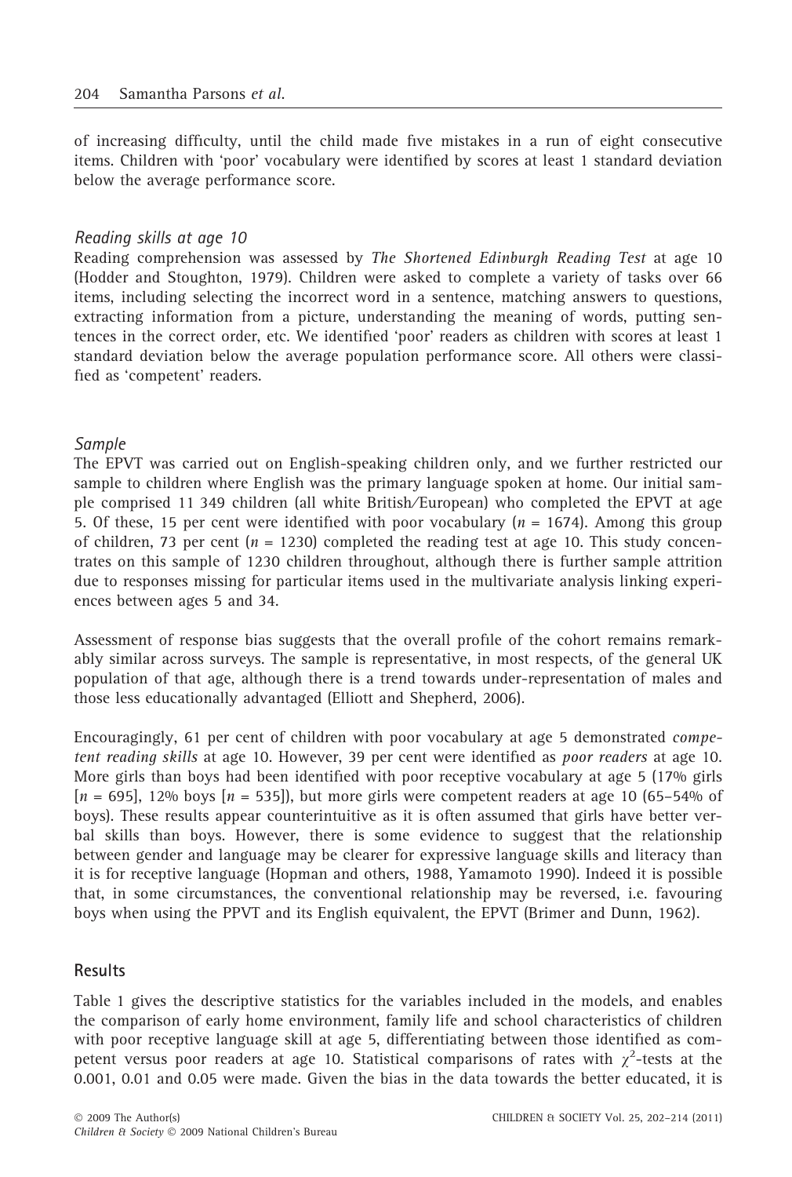of increasing difficulty, until the child made five mistakes in a run of eight consecutive items. Children with 'poor' vocabulary were identified by scores at least 1 standard deviation below the average performance score.

### *Reading skills at age 10*

Reading comprehension was assessed by *The Shortened Edinburgh Reading Test* at age 10 (Hodder and Stoughton, 1979). Children were asked to complete a variety of tasks over 66 items, including selecting the incorrect word in a sentence, matching answers to questions, extracting information from a picture, understanding the meaning of words, putting sentences in the correct order, etc. We identified 'poor' readers as children with scores at least 1 standard deviation below the average population performance score. All others were classified as 'competent' readers.

### *Sample*

The EPVT was carried out on English-speaking children only, and we further restricted our sample to children where English was the primary language spoken at home. Our initial sample comprised 11 349 children (all white British/European) who completed the EPVT at age 5. Of these, 15 per cent were identified with poor vocabulary ($n$ = 1674). Among this group of children, 73 per cent ($n$ = 1230) completed the reading test at age 10. This study concentrates on this sample of 1230 children throughout, although there is further sample attrition due to responses missing for particular items used in the multivariate analysis linking experiences between ages 5 and 34.

Assessment of response bias suggests that the overall profile of the cohort remains remarkably similar across surveys. The sample is representative, in most respects, of the general UK population of that age, although there is a trend towards under-representation of males and those less educationally advantaged (Elliott and Shepherd, 2006).

Encouragingly, 61 per cent of children with poor vocabulary at age 5 demonstrated *competent reading skills* at age 10. However, 39 per cent were identified as *poor readers* at age 10. More girls than boys had been identified with poor receptive vocabulary at age 5 (17% girls [$n$ = 695], 12% boys [$n$ = 535]), but more girls were competent readers at age 10 (65–54% of boys). These results appear counterintuitive as it is often assumed that girls have better verbal skills than boys. However, there is some evidence to suggest that the relationship between gender and language may be clearer for expressive language skills and literacy than it is for receptive language (Hopman and others, 1988, Yamamoto 1990). Indeed it is possible that, in some circumstances, the conventional relationship may be reversed, i.e. favouring boys when using the PPVT and its English equivalent, the EPVT (Brimer and Dunn, 1962).

## Results

Table 1 gives the descriptive statistics for the variables included in the models, and enables the comparison of early home environment, family life and school characteristics of children with poor receptive language skill at age 5, differentiating between those identified as competent versus poor readers at age 10. Statistical comparisons of rates with $\chi^2$-tests at the 0.001, 0.01 and 0.05 were made. Given the bias in the data towards the better educated, it is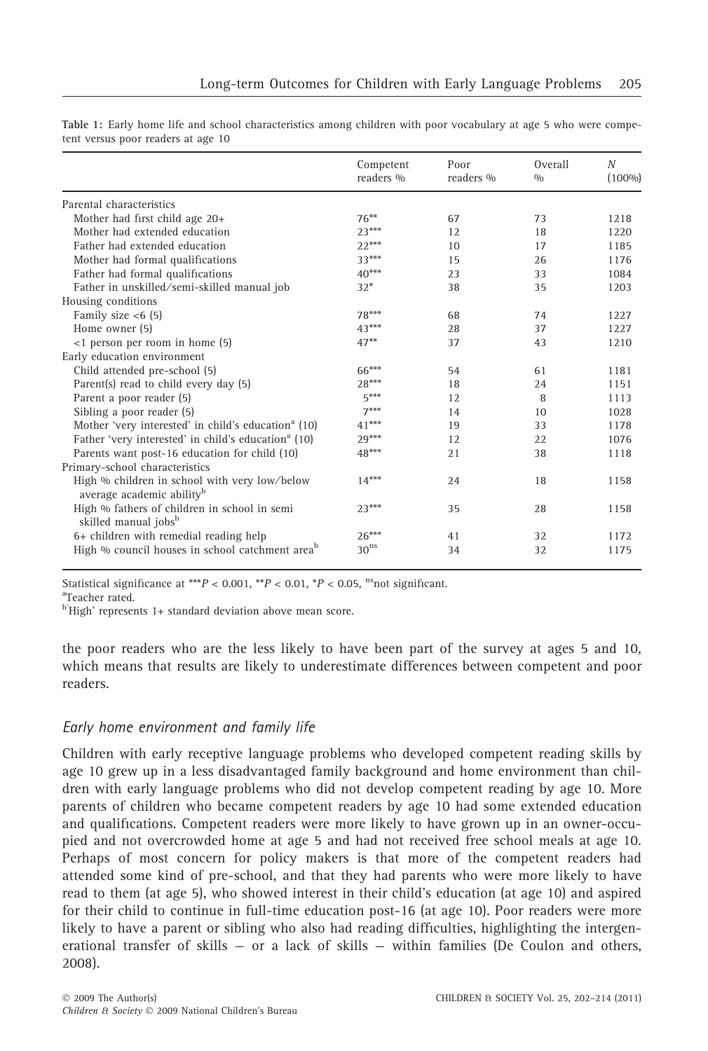**Table 1:** Early home life and school characteristics among children with poor vocabulary at age 5 who were competent versus poor readers at age 10

| | Competent readers % | Poor readers % | Overall % | $N$ (100%) |
|---|---|---|---|---|
| Parental characteristics | | | | |
| Mother had first child age 20+ | 76** | 67 | 73 | 1218 |
| Mother had extended education | 23*** | 12 | 18 | 1220 |
| Father had extended education | 22*** | 10 | 17 | 1185 |
| Mother had formal qualifications | 33*** | 15 | 26 | 1176 |
| Father had formal qualifications | 40*** | 23 | 33 | 1084 |
| Father in unskilled/semi-skilled manual job | 32* | 38 | 35 | 1203 |
| Housing conditions | | | | |
| Family size <6 (5) | 78*** | 68 | 74 | 1227 |
| Home owner (5) | 43*** | 28 | 37 | 1227 |
| <1 person per room in home (5) | 47** | 37 | 43 | 1210 |
| Early education environment | | | | |
| Child attended pre-school (5) | 66*** | 54 | 61 | 1181 |
| Parent(s) read to child every day (5) | 28*** | 18 | 24 | 1151 |
| Parent a poor reader (5) | 5*** | 12 | 8 | 1113 |
| Sibling a poor reader (5) | 7*** | 14 | 10 | 1028 |
| Mother 'very interested' in child's education[a] (10) | 41*** | 19 | 33 | 1178 |
| Father 'very interested' in child's education[a] (10) | 29*** | 12 | 22 | 1076 |
| Parents want post-16 education for child (10) | 48*** | 21 | 38 | 1118 |
| Primary-school characteristics | | | | |
| High % children in school with very low/below average academic ability[b] | 14*** | 24 | 18 | 1158 |
| High % fathers of children in school in semi skilled manual jobs[b] | 23*** | 35 | 28 | 1158 |
| 6+ children with remedial reading help | 26*** | 41 | 32 | 1172 |
| High % council houses in school catchment area[b] | 30[ns] | 34 | 32 | 1175 |

Statistical significance at ***$P < 0.001$, **$P < 0.01$, *$P < 0.05$, [ns]not significant.

[a]Teacher rated.

[b]'High' represents 1+ standard deviation above mean score.

the poor readers who are the less likely to have been part of the survey at ages 5 and 10, which means that results are likely to underestimate differences between competent and poor readers.

### *Early home environment and family life*

Children with early receptive language problems who developed competent reading skills by age 10 grew up in a less disadvantaged family background and home environment than children with early language problems who did not develop competent reading by age 10. More parents of children who became competent readers by age 10 had some extended education and qualifications. Competent readers were more likely to have grown up in an owner-occupied and not overcrowded home at age 5 and had not received free school meals at age 10. Perhaps of most concern for policy makers is that more of the competent readers had attended some kind of pre-school, and that they had parents who were more likely to have read to them (at age 5), who showed interest in their child's education (at age 10) and aspired for their child to continue in full-time education post-16 (at age 10). Poor readers were more likely to have a parent or sibling who also had reading difficulties, highlighting the intergenerational transfer of skills – or a lack of skills – within families (De Coulon and others, 2008).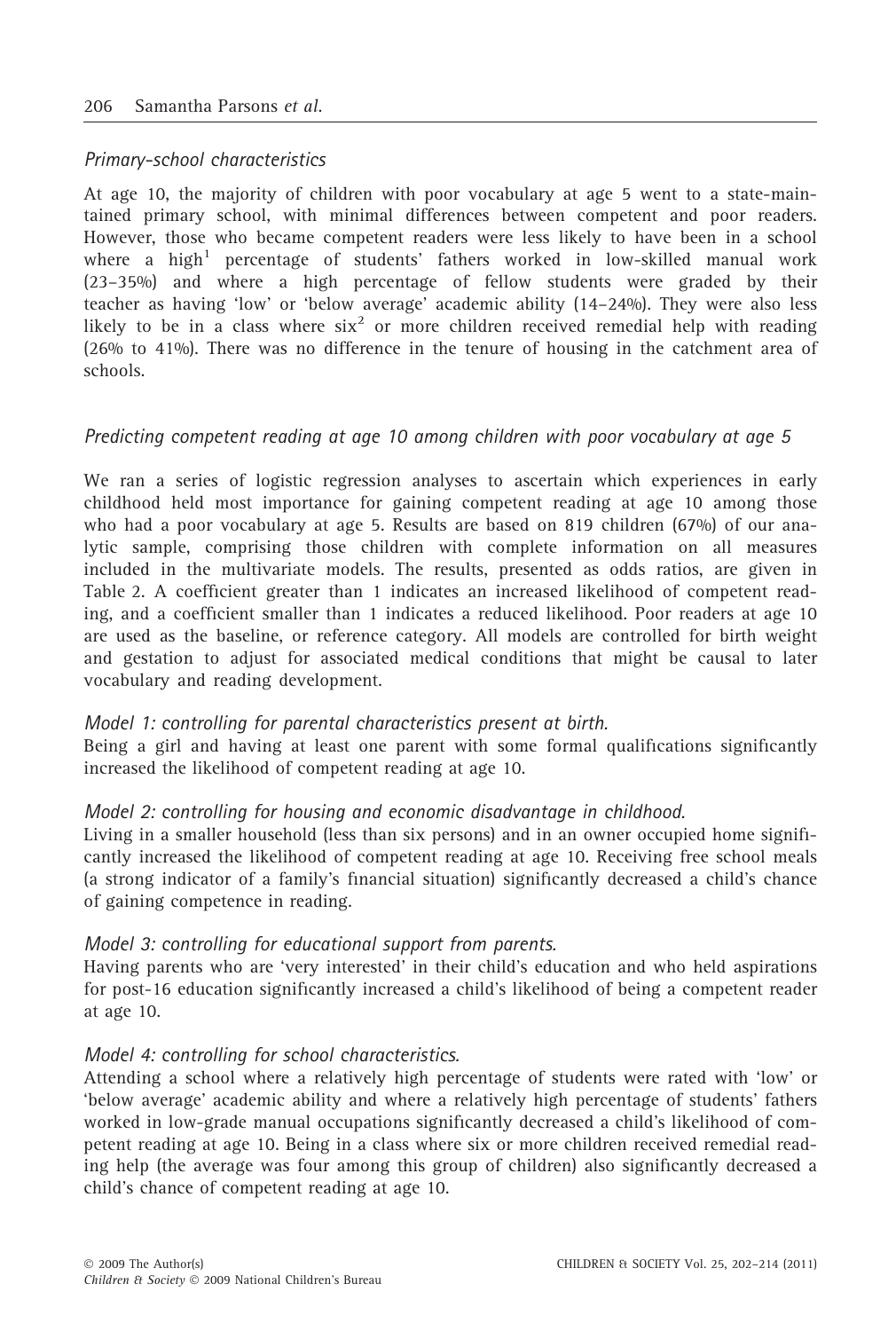*Primary-school characteristics*

At age 10, the majority of children with poor vocabulary at age 5 went to a state-maintained primary school, with minimal differences between competent and poor readers. However, those who became competent readers were less likely to have been in a school where a high[1] percentage of students' fathers worked in low-skilled manual work (23–35%) and where a high percentage of fellow students were graded by their teacher as having 'low' or 'below average' academic ability (14–24%). They were also less likely to be in a class where six[2] or more children received remedial help with reading (26% to 41%). There was no difference in the tenure of housing in the catchment area of schools.

*Predicting competent reading at age 10 among children with poor vocabulary at age 5*

We ran a series of logistic regression analyses to ascertain which experiences in early childhood held most importance for gaining competent reading at age 10 among those who had a poor vocabulary at age 5. Results are based on 819 children (67%) of our analytic sample, comprising those children with complete information on all measures included in the multivariate models. The results, presented as odds ratios, are given in Table 2. A coefficient greater than 1 indicates an increased likelihood of competent reading, and a coefficient smaller than 1 indicates a reduced likelihood. Poor readers at age 10 are used as the baseline, or reference category. All models are controlled for birth weight and gestation to adjust for associated medical conditions that might be causal to later vocabulary and reading development.

*Model 1: controlling for parental characteristics present at birth.*
Being a girl and having at least one parent with some formal qualifications significantly increased the likelihood of competent reading at age 10.

*Model 2: controlling for housing and economic disadvantage in childhood.*
Living in a smaller household (less than six persons) and in an owner occupied home significantly increased the likelihood of competent reading at age 10. Receiving free school meals (a strong indicator of a family's financial situation) significantly decreased a child's chance of gaining competence in reading.

*Model 3: controlling for educational support from parents.*
Having parents who are 'very interested' in their child's education and who held aspirations for post-16 education significantly increased a child's likelihood of being a competent reader at age 10.

*Model 4: controlling for school characteristics.*
Attending a school where a relatively high percentage of students were rated with 'low' or 'below average' academic ability and where a relatively high percentage of students' fathers worked in low-grade manual occupations significantly decreased a child's likelihood of competent reading at age 10. Being in a class where six or more children received remedial reading help (the average was four among this group of children) also significantly decreased a child's chance of competent reading at age 10.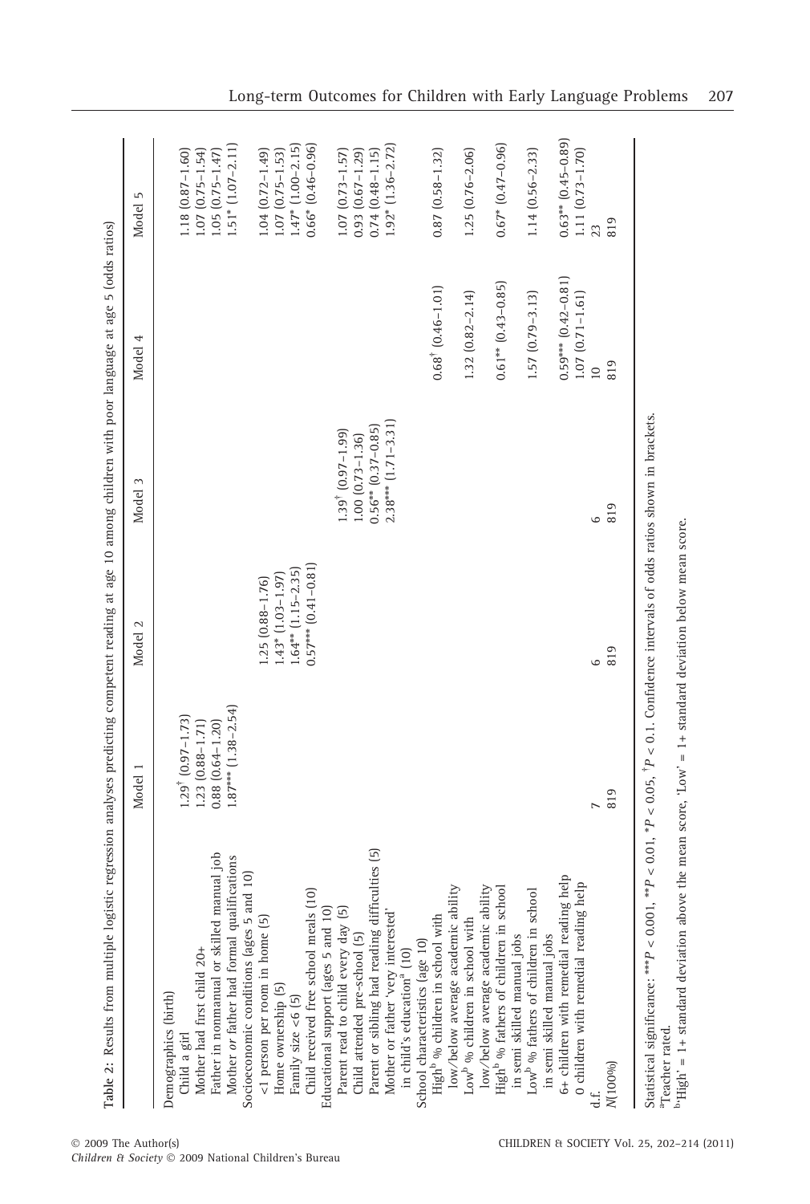**Table 2:** Results from multiple logistic regression analyses predicting competent reading at age 10 among children with poor language at age 5 (odds ratios)

| | Model 1 | Model 2 | Model 3 | Model 4 | Model 5 |
|---|---|---|---|---|---|
| Demographics (birth) | | | | | |
| Child a girl | 1.29$^{\dagger}$ (0.97–1.73) | | | | 1.18 (0.87–1.60) |
| Mother had first child 20+ | 1.23 (0.88–1.71) | | | | 1.07 (0.75–1.54) |
| Father in nonmanual or skilled manual job | 0.88 (0.64–1.20) | | | | 1.05 (0.75–1.47) |
| Mother *or* father had formal qualifications | 1.87*** (1.38–2.54) | | | | 1.51* (1.07–2.11) |
| Socioeconomic conditions (ages 5 and 10) | | | | | |
| <1 person per room in home (5) | | 1.25 (0.88–1.76) | | | 1.04 (0.72–1.49) |
| Home ownership (5) | | 1.43* (1.03–1.97) | | | 1.07 (0.75–1.53) |
| Family size <6 (5) | | 1.64** (1.15–2.35) | | | 1.47* (1.00–2.15) |
| Child received free school meals (10) | | 0.57*** (0.41–0.81) | | | 0.66* (0.46–0.96) |
| Educational support (ages 5 and 10) | | | | | |
| Parent read to child every day (5) | | | 1.39$^{\dagger}$ (0.97–1.99) | | 1.07 (0.73–1.57) |
| Child attended pre-school (5) | | | 1.00 (0.73–1.36) | | 0.93 (0.67–1.29) |
| Parent or sibling had reading difficulties (5) | | | 0.56** (0.37–0.85) | | 0.74 (0.48–1.15) |
| Mother or father 'very interested' in child's education[a] (10) | | | 2.38*** (1.71–3.31) | | 1.92* (1.36–2.72) |
| School characteristics (age 10) | | | | | |
| High[b] % children in school with low/below average academic ability | | | | 0.68$^{\dagger}$ (0.46–1.01) | 0.87 (0.58–1.32) |
| Low[b] % children in school with low/below average academic ability | | | | 1.32 (0.82–2.14) | 1.25 (0.76–2.06) |
| High[b] % fathers of children in school in semi skilled manual jobs | | | | 0.61** (0.43–0.85) | 0.67* (0.47–0.96) |
| Low[b] % fathers of children in school in semi skilled manual jobs | | | | 1.57 (0.79–3.13) | 1.14 (0.56–2.33) |
| 6+ children with remedial reading help | | | | 0.59*** (0.42–0.81) | 0.63** (0.45–0.89) |
| 0 children with remedial reading help | | | | 1.07 (0.71–1.61) | 1.11 (0.73–1.70) |
| d.f. | 7 | 6 | 6 | 10 | 23 |
| N(100%) | 819 | 819 | 819 | 819 | 819 |

Statistical significance: ***$P < 0.001$, **$P < 0.01$, *$P < 0.05$, $^{\dagger}P < 0.1$. Confidence intervals of odds ratios shown in brackets.

[a]Teacher rated.

[b]'High' = 1+ standard deviation above the mean score, 'Low' = 1+ standard deviation below mean score.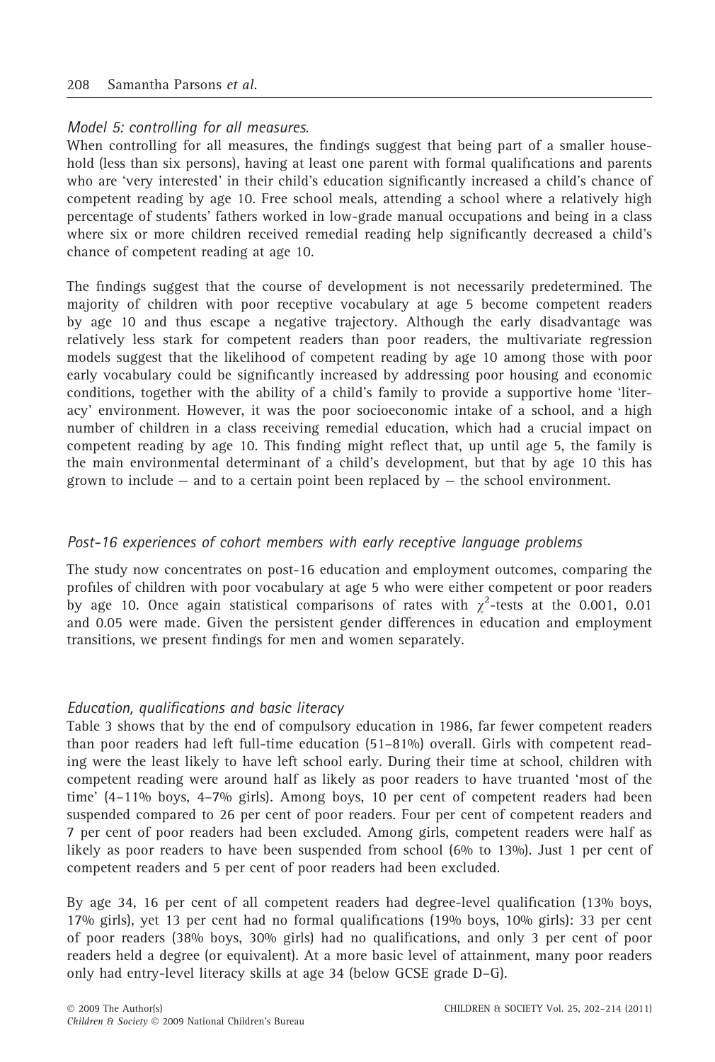*Model 5: controlling for all measures.*

When controlling for all measures, the findings suggest that being part of a smaller household (less than six persons), having at least one parent with formal qualifications and parents who are 'very interested' in their child's education significantly increased a child's chance of competent reading by age 10. Free school meals, attending a school where a relatively high percentage of students' fathers worked in low-grade manual occupations and being in a class where six or more children received remedial reading help significantly decreased a child's chance of competent reading at age 10.

The findings suggest that the course of development is not necessarily predetermined. The majority of children with poor receptive vocabulary at age 5 become competent readers by age 10 and thus escape a negative trajectory. Although the early disadvantage was relatively less stark for competent readers than poor readers, the multivariate regression models suggest that the likelihood of competent reading by age 10 among those with poor early vocabulary could be significantly increased by addressing poor housing and economic conditions, together with the ability of a child's family to provide a supportive home 'literacy' environment. However, it was the poor socioeconomic intake of a school, and a high number of children in a class receiving remedial education, which had a crucial impact on competent reading by age 10. This finding might reflect that, up until age 5, the family is the main environmental determinant of a child's development, but that by age 10 this has grown to include – and to a certain point been replaced by – the school environment.

## *Post-16 experiences of cohort members with early receptive language problems*

The study now concentrates on post-16 education and employment outcomes, comparing the profiles of children with poor vocabulary at age 5 who were either competent or poor readers by age 10. Once again statistical comparisons of rates with $\chi^2$-tests at the 0.001, 0.01 and 0.05 were made. Given the persistent gender differences in education and employment transitions, we present findings for men and women separately.

### *Education, qualifications and basic literacy*

Table 3 shows that by the end of compulsory education in 1986, far fewer competent readers than poor readers had left full-time education (51–81%) overall. Girls with competent reading were the least likely to have left school early. During their time at school, children with competent reading were around half as likely as poor readers to have truanted 'most of the time' (4–11% boys, 4–7% girls). Among boys, 10 per cent of competent readers had been suspended compared to 26 per cent of poor readers. Four per cent of competent readers and 7 per cent of poor readers had been excluded. Among girls, competent readers were half as likely as poor readers to have been suspended from school (6% to 13%). Just 1 per cent of competent readers and 5 per cent of poor readers had been excluded.

By age 34, 16 per cent of all competent readers had degree-level qualification (13% boys, 17% girls), yet 13 per cent had no formal qualifications (19% boys, 10% girls): 33 per cent of poor readers (38% boys, 30% girls) had no qualifications, and only 3 per cent of poor readers held a degree (or equivalent). At a more basic level of attainment, many poor readers only had entry-level literacy skills at age 34 (below GCSE grade D–G).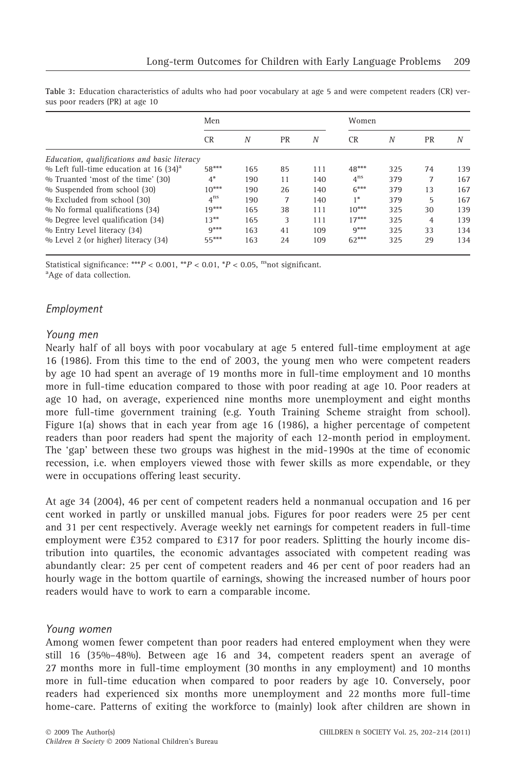**Table 3:** Education characteristics of adults who had poor vocabulary at age 5 and were competent readers (CR) versus poor readers (PR) at age 10

| | Men | | | | Women | | | |
|---|---|---|---|---|---|---|---|---|
| | CR | *N* | PR | *N* | CR | *N* | PR | *N* |
| *Education, qualifications and basic literacy* | | | | | | | | |
| % Left full-time education at 16 (34)[a] | 58*** | 165 | 85 | 111 | 48*** | 325 | 74 | 139 |
| % Truanted 'most of the time' (30) | 4* | 190 | 11 | 140 | 4[ns] | 379 | 7 | 167 |
| % Suspended from school (30) | 10*** | 190 | 26 | 140 | 6*** | 379 | 13 | 167 |
| % Excluded from school (30) | 4[ns] | 190 | 7 | 140 | 1* | 379 | 5 | 167 |
| % No formal qualifications (34) | 19*** | 165 | 38 | 111 | 10*** | 325 | 30 | 139 |
| % Degree level qualification (34) | 13** | 165 | 3 | 111 | 17*** | 325 | 4 | 139 |
| % Entry Level literacy (34) | 9*** | 163 | 41 | 109 | 9*** | 325 | 33 | 134 |
| % Level 2 (or higher) literacy (34) | 55*** | 163 | 24 | 109 | 62*** | 325 | 29 | 134 |

Statistical significance: ***$P < 0.001$, **$P < 0.01$, *$P < 0.05$, [ns]not significant.
[a]Age of data collection.

## *Employment*

### *Young men*

Nearly half of all boys with poor vocabulary at age 5 entered full-time employment at age 16 (1986). From this time to the end of 2003, the young men who were competent readers by age 10 had spent an average of 19 months more in full-time employment and 10 months more in full-time education compared to those with poor reading at age 10. Poor readers at age 10 had, on average, experienced nine months more unemployment and eight months more full-time government training (e.g. Youth Training Scheme straight from school). Figure 1(a) shows that in each year from age 16 (1986), a higher percentage of competent readers than poor readers had spent the majority of each 12-month period in employment. The 'gap' between these two groups was highest in the mid-1990s at the time of economic recession, i.e. when employers viewed those with fewer skills as more expendable, or they were in occupations offering least security.

At age 34 (2004), 46 per cent of competent readers held a nonmanual occupation and 16 per cent worked in partly or unskilled manual jobs. Figures for poor readers were 25 per cent and 31 per cent respectively. Average weekly net earnings for competent readers in full-time employment were £352 compared to £317 for poor readers. Splitting the hourly income distribution into quartiles, the economic advantages associated with competent reading was abundantly clear: 25 per cent of competent readers and 46 per cent of poor readers had an hourly wage in the bottom quartile of earnings, showing the increased number of hours poor readers would have to work to earn a comparable income.

### *Young women*

Among women fewer competent than poor readers had entered employment when they were still 16 (35%–48%). Between age 16 and 34, competent readers spent an average of 27 months more in full-time employment (30 months in any employment) and 10 months more in full-time education when compared to poor readers by age 10. Conversely, poor readers had experienced six months more unemployment and 22 months more full-time home-care. Patterns of exiting the workforce to (mainly) look after children are shown in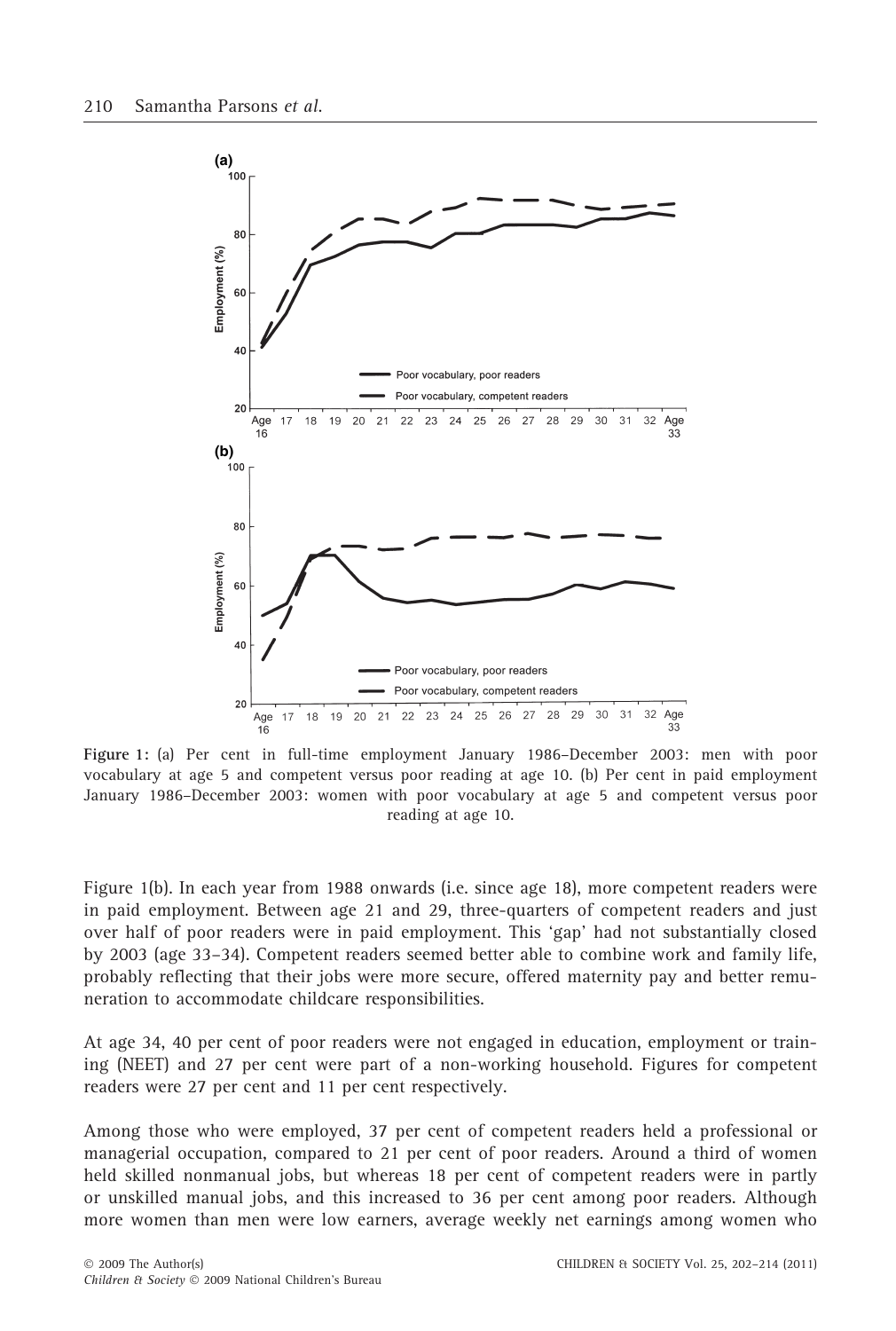Figure 1: (a) Per cent in full-time employment January 1986–December 2003: men with poor vocabulary at age 5 and competent versus poor reading at age 10. (b) Per cent in paid employment January 1986–December 2003: women with poor vocabulary at age 5 and competent versus poor reading at age 10.

Figure 1(b). In each year from 1988 onwards (i.e. since age 18), more competent readers were in paid employment. Between age 21 and 29, three-quarters of competent readers and just over half of poor readers were in paid employment. This 'gap' had not substantially closed by 2003 (age 33–34). Competent readers seemed better able to combine work and family life, probably reflecting that their jobs were more secure, offered maternity pay and better remuneration to accommodate childcare responsibilities.

At age 34, 40 per cent of poor readers were not engaged in education, employment or training (NEET) and 27 per cent were part of a non-working household. Figures for competent readers were 27 per cent and 11 per cent respectively.

Among those who were employed, 37 per cent of competent readers held a professional or managerial occupation, compared to 21 per cent of poor readers. Around a third of women held skilled nonmanual jobs, but whereas 18 per cent of competent readers were in partly or unskilled manual jobs, and this increased to 36 per cent among poor readers. Although more women than men were low earners, average weekly net earnings among women who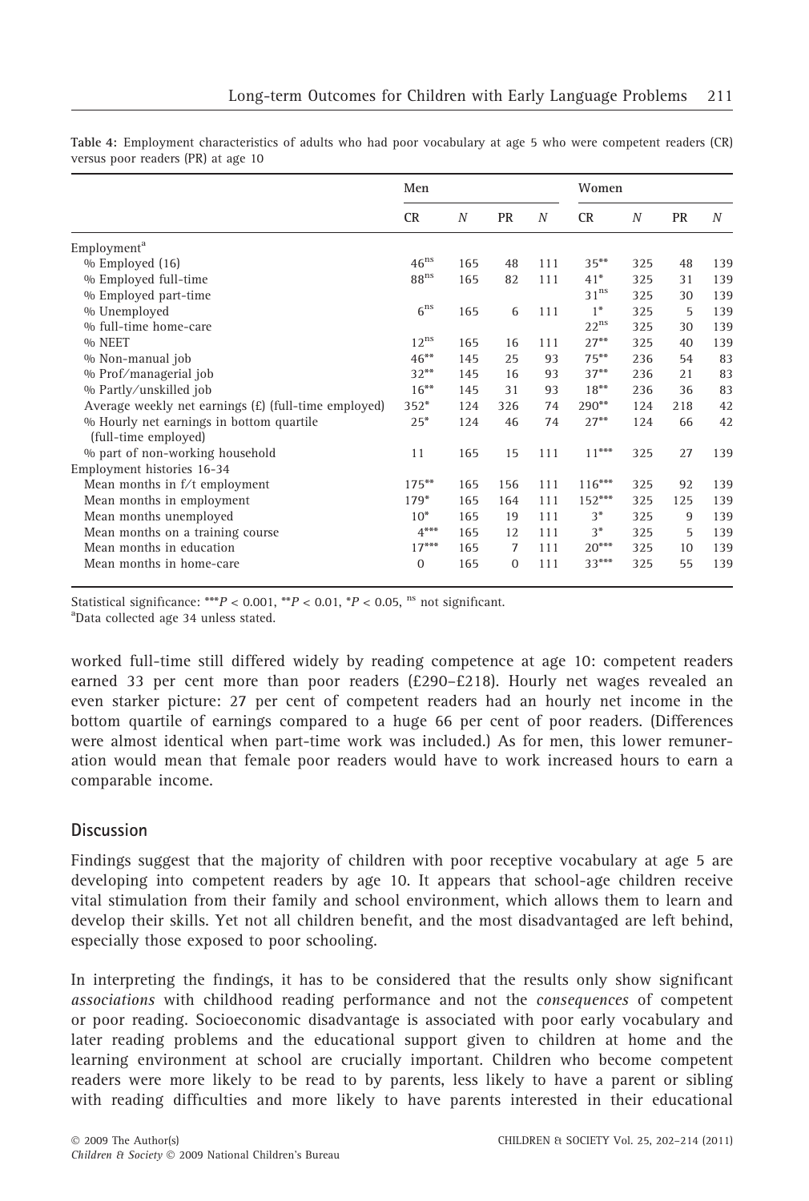**Table 4:** Employment characteristics of adults who had poor vocabulary at age 5 who were competent readers (CR) versus poor readers (PR) at age 10

| | Men | | | | Women | | | |
|---|---|---|---|---|---|---|---|---|
| | CR | *N* | PR | *N* | CR | *N* | PR | *N* |
| Employment[a] | | | | | | | | |
| % Employed (16) | 46[ns] | 165 | 48 | 111 | 35** | 325 | 48 | 139 |
| % Employed full-time | 88[ns] | 165 | 82 | 111 | 41* | 325 | 31 | 139 |
| % Employed part-time | | | | | 31[ns] | 325 | 30 | 139 |
| % Unemployed | 6[ns] | 165 | 6 | 111 | 1* | 325 | 5 | 139 |
| % full-time home-care | | | | | 22[ns] | 325 | 30 | 139 |
| % NEET | 12[ns] | 165 | 16 | 111 | 27** | 325 | 40 | 139 |
| % Non-manual job | 46** | 145 | 25 | 93 | 75** | 236 | 54 | 83 |
| % Prof/managerial job | 32** | 145 | 16 | 93 | 37** | 236 | 21 | 83 |
| % Partly/unskilled job | 16** | 145 | 31 | 93 | 18** | 236 | 36 | 83 |
| Average weekly net earnings (£) (full-time employed) | 352* | 124 | 326 | 74 | 290** | 124 | 218 | 42 |
| % Hourly net earnings in bottom quartile (full-time employed) | 25* | 124 | 46 | 74 | 27** | 124 | 66 | 42 |
| % part of non-working household | 11 | 165 | 15 | 111 | 11*** | 325 | 27 | 139 |
| Employment histories 16-34 | | | | | | | | |
| Mean months in f/t employment | 175** | 165 | 156 | 111 | 116*** | 325 | 92 | 139 |
| Mean months in employment | 179* | 165 | 164 | 111 | 152*** | 325 | 125 | 139 |
| Mean months unemployed | 10* | 165 | 19 | 111 | 3* | 325 | 9 | 139 |
| Mean months on a training course | 4*** | 165 | 12 | 111 | 3* | 325 | 5 | 139 |
| Mean months in education | 17*** | 165 | 7 | 111 | 20*** | 325 | 10 | 139 |
| Mean months in home-care | 0 | 165 | 0 | 111 | 33*** | 325 | 55 | 139 |

Statistical significance: ***$P < 0.001$, **$P < 0.01$, *$P < 0.05$, [ns] not significant.
[a]Data collected age 34 unless stated.

worked full-time still differed widely by reading competence at age 10: competent readers earned 33 per cent more than poor readers (£290–£218). Hourly net wages revealed an even starker picture: 27 per cent of competent readers had an hourly net income in the bottom quartile of earnings compared to a huge 66 per cent of poor readers. (Differences were almost identical when part-time work was included.) As for men, this lower remuneration would mean that female poor readers would have to work increased hours to earn a comparable income.

## Discussion

Findings suggest that the majority of children with poor receptive vocabulary at age 5 are developing into competent readers by age 10. It appears that school-age children receive vital stimulation from their family and school environment, which allows them to learn and develop their skills. Yet not all children benefit, and the most disadvantaged are left behind, especially those exposed to poor schooling.

In interpreting the findings, it has to be considered that the results only show significant *associations* with childhood reading performance and not the *consequences* of competent or poor reading. Socioeconomic disadvantage is associated with poor early vocabulary and later reading problems and the educational support given to children at home and the learning environment at school are crucially important. Children who become competent readers were more likely to be read to by parents, less likely to have a parent or sibling with reading difficulties and more likely to have parents interested in their educational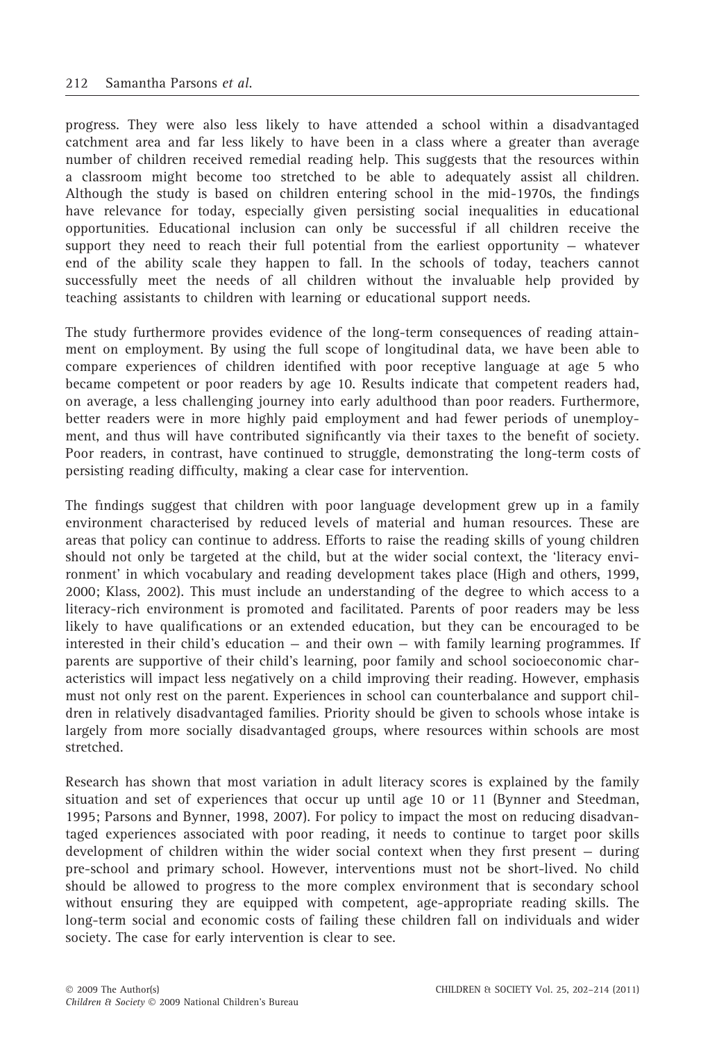progress. They were also less likely to have attended a school within a disadvantaged catchment area and far less likely to have been in a class where a greater than average number of children received remedial reading help. This suggests that the resources within a classroom might become too stretched to be able to adequately assist all children. Although the study is based on children entering school in the mid-1970s, the findings have relevance for today, especially given persisting social inequalities in educational opportunities. Educational inclusion can only be successful if all children receive the support they need to reach their full potential from the earliest opportunity – whatever end of the ability scale they happen to fall. In the schools of today, teachers cannot successfully meet the needs of all children without the invaluable help provided by teaching assistants to children with learning or educational support needs.

The study furthermore provides evidence of the long-term consequences of reading attainment on employment. By using the full scope of longitudinal data, we have been able to compare experiences of children identified with poor receptive language at age 5 who became competent or poor readers by age 10. Results indicate that competent readers had, on average, a less challenging journey into early adulthood than poor readers. Furthermore, better readers were in more highly paid employment and had fewer periods of unemployment, and thus will have contributed significantly via their taxes to the benefit of society. Poor readers, in contrast, have continued to struggle, demonstrating the long-term costs of persisting reading difficulty, making a clear case for intervention.

The findings suggest that children with poor language development grew up in a family environment characterised by reduced levels of material and human resources. These are areas that policy can continue to address. Efforts to raise the reading skills of young children should not only be targeted at the child, but at the wider social context, the 'literacy environment' in which vocabulary and reading development takes place (High and others, 1999, 2000; Klass, 2002). This must include an understanding of the degree to which access to a literacy-rich environment is promoted and facilitated. Parents of poor readers may be less likely to have qualifications or an extended education, but they can be encouraged to be interested in their child's education – and their own – with family learning programmes. If parents are supportive of their child's learning, poor family and school socioeconomic characteristics will impact less negatively on a child improving their reading. However, emphasis must not only rest on the parent. Experiences in school can counterbalance and support children in relatively disadvantaged families. Priority should be given to schools whose intake is largely from more socially disadvantaged groups, where resources within schools are most stretched.

Research has shown that most variation in adult literacy scores is explained by the family situation and set of experiences that occur up until age 10 or 11 (Bynner and Steedman, 1995; Parsons and Bynner, 1998, 2007). For policy to impact the most on reducing disadvantaged experiences associated with poor reading, it needs to continue to target poor skills development of children within the wider social context when they first present – during pre-school and primary school. However, interventions must not be short-lived. No child should be allowed to progress to the more complex environment that is secondary school without ensuring they are equipped with competent, age-appropriate reading skills. The long-term social and economic costs of failing these children fall on individuals and wider society. The case for early intervention is clear to see.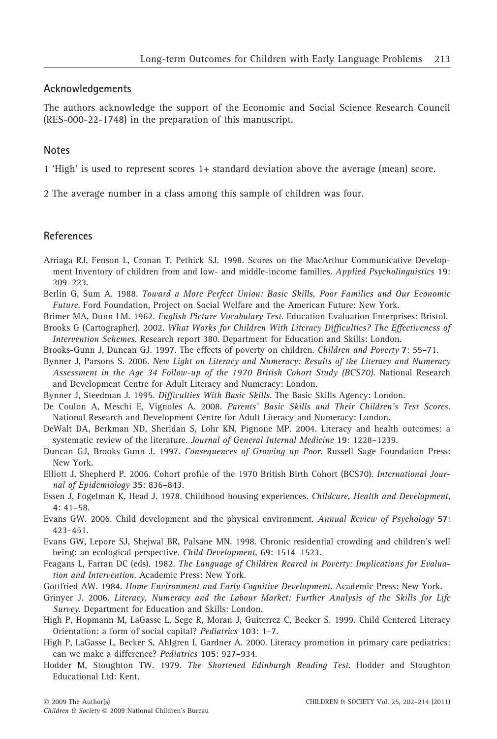## Acknowledgements

The authors acknowledge the support of the Economic and Social Science Research Council (RES-000-22-1748) in the preparation of this manuscript.

## Notes

1 'High' is used to represent scores 1+ standard deviation above the average (mean) score.

2 The average number in a class among this sample of children was four.

## References

Arriaga RJ, Fenson L, Cronan T, Pethick SJ. 1998. Scores on the MacArthur Communicative Development Inventory of children from and low- and middle-income families. *Applied Psycholinguistics* **19**: 209–223.

Berlin G, Sum A. 1988. *Toward a More Perfect Union: Basic Skills, Poor Families and Our Economic Future*. Ford Foundation, Project on Social Welfare and the American Future: New York.

Brimer MA, Dunn LM. 1962. *English Picture Vocabulary Test*. Education Evaluation Enterprises: Bristol.

Brooks G (Cartographer). 2002. *What Works for Children With Literacy Difficulties? The Effectiveness of Intervention Schemes*. Research report 380. Department for Education and Skills: London.

Brooks-Gunn J, Duncan GJ. 1997. The effects of poverty on children. *Children and Poverty* **7**: 55–71.

Bynner J, Parsons S. 2006. *New Light on Literacy and Numeracy: Results of the Literacy and Numeracy Assessment in the Age 34 Follow-up of the 1970 British Cohort Study (BCS70)*. National Research and Development Centre for Adult Literacy and Numeracy: London.

Bynner J, Steedman J. 1995. *Difficulties With Basic Skills*. The Basic Skills Agency: London.

De Coulon A, Meschi E, Vignoles A. 2008. *Parents' Basic Skills and Their Children's Test Scores*. National Research and Development Centre for Adult Literacy and Numeracy: London.

DeWalt DA, Berkman ND, Sheridan S, Lohr KN, Pignone MP. 2004. Literacy and health outcomes: a systematic review of the literature. *Journal of General Internal Medicine* **19**: 1228–1239.

Duncan GJ, Brooks-Gunn J. 1997. *Consequences of Growing up Poor*. Russell Sage Foundation Press: New York.

Elliott J, Shepherd P. 2006. Cohort profile of the 1970 British Birth Cohort (BCS70). *International Journal of Epidemiology* **35**: 836–843.

Essen J, Fogelman K, Head J. 1978. Childhood housing experiences. *Childcare, Health and Development*, **4**: 41–58.

Evans GW. 2006. Child development and the physical environment. *Annual Review of Psychology* **57**: 423–451.

Evans GW, Lepore SJ, Shejwal BR, Palsane MN. 1998. Chronic residential crowding and children's well being: an ecological perspective. *Child Development*, **69**: 1514–1523.

Feagans L, Farran DC (eds). 1982. *The Language of Children Reared in Poverty: Implications for Evaluation and Intervention*. Academic Press: New York.

Gottfried AW. 1984. *Home Environment and Early Cognitive Development*. Academic Press: New York.

Grinyer J. 2006. *Literacy, Numeracy and the Labour Market: Further Analysis of the Skills for Life Survey*. Department for Education and Skills: London.

High P, Hopmann M, LaGasse L, Sege R, Moran J, Guiterrez C, Becker S. 1999. Child Centered Literacy Orientation: a form of social capital? *Pediatrics* **103**: 1–7.

High P, LaGasse L, Becker S, Ahlgren I, Gardner A. 2000. Literacy promotion in primary care pediatrics: can we make a difference? *Pediatrics* **105**: 927–934.

Hodder M, Stoughton TW. 1979. *The Shortened Edinburgh Reading Test*. Hodder and Stoughton Educational Ltd: Kent.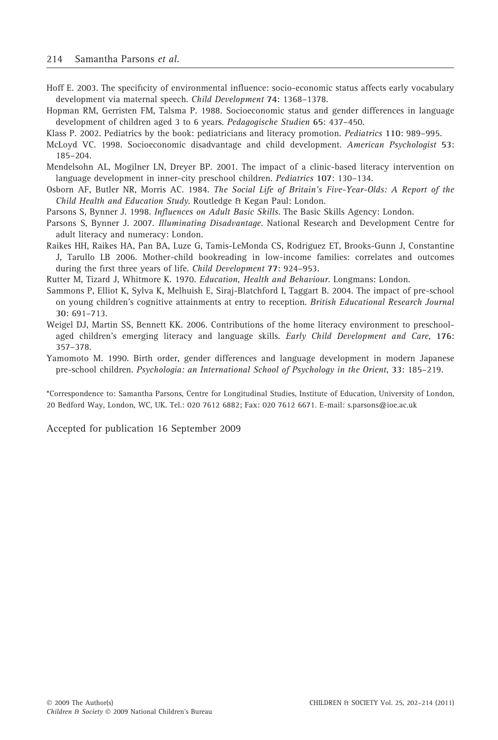Hoff E. 2003. The specificity of environmental influence: socio-economic status affects early vocabulary development via maternal speech. *Child Development* **74**: 1368–1378.

Hopman RM, Gerristen FM, Talsma P. 1988. Socioeconomic status and gender differences in language development of children aged 3 to 6 years. *Pedagogische Studien* **65**: 437–450.

Klass P. 2002. Pediatrics by the book: pediatricians and literacy promotion. *Pediatrics* **110**: 989–995.

McLoyd VC. 1998. Socioeconomic disadvantage and child development. *American Psychologist* **53**: 185–204.

Mendelsohn AL, Mogilner LN, Dreyer BP. 2001. The impact of a clinic-based literacy intervention on language development in inner-city preschool children. *Pediatrics* **107**: 130–134.

Osborn AF, Butler NR, Morris AC. 1984. *The Social Life of Britain's Five-Year-Olds: A Report of the Child Health and Education Study*. Routledge & Kegan Paul: London.

Parsons S, Bynner J. 1998. *Influences on Adult Basic Skills*. The Basic Skills Agency: London.

Parsons S, Bynner J. 2007. *Illuminating Disadvantage*. National Research and Development Centre for adult literacy and numeracy: London.

Raikes HH, Raikes HA, Pan BA, Luze G, Tamis-LeMonda CS, Rodriguez ET, Brooks-Gunn J, Constantine J, Tarullo LB 2006. Mother-child bookreading in low-income families: correlates and outcomes during the first three years of life. *Child Development* **77**: 924–953.

Rutter M, Tizard J, Whitmore K. 1970. *Education, Health and Behaviour*. Longmans: London.

Sammons P, Elliot K, Sylva K, Melhuish E, Siraj-Blatchford I, Taggart B. 2004. The impact of pre-school on young children's cognitive attainments at entry to reception. *British Educational Research Journal* **30**: 691–713.

Weigel DJ, Martin SS, Bennett KK. 2006. Contributions of the home literacy environment to preschool-aged children's emerging literacy and language skills. *Early Child Development and Care*, **176**: 357–378.

Yamomoto M. 1990. Birth order, gender differences and language development in modern Japanese pre-school children. *Psychologia: an International School of Psychology in the Orient*, **33**: 185–219.

*Correspondence to: Samantha Parsons, Centre for Longitudinal Studies, Institute of Education, University of London, 20 Bedford Way, London, WC, UK. Tel.: 020 7612 6882; Fax: 020 7612 6671. E-mail: s.parsons@ioe.ac.uk

Accepted for publication 16 September 2009